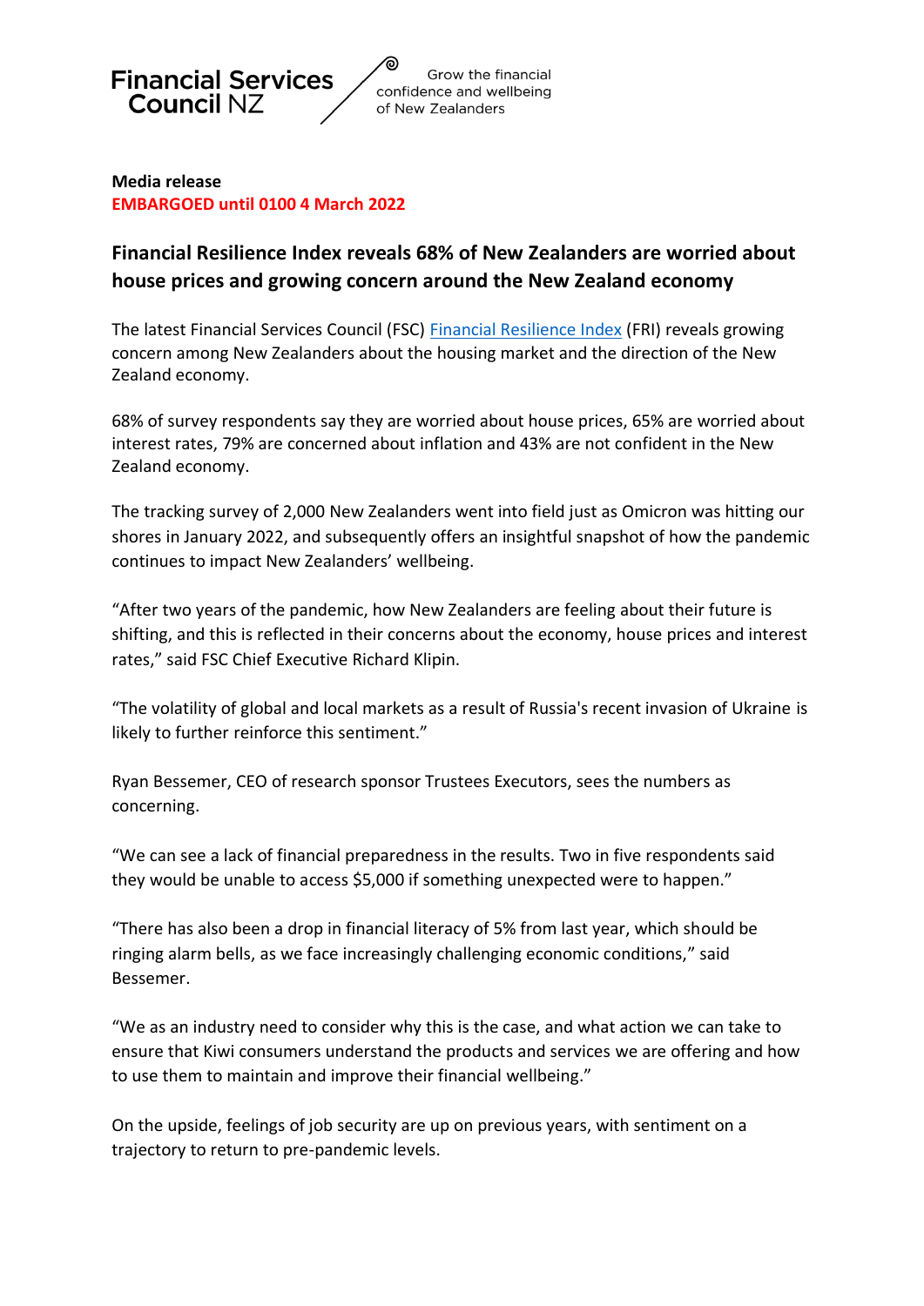Financial Services Council NZ

Grow the financial confidence and wellbeing of New Zealanders

**Media release**
**EMBARGOED until 0100 4 March 2022**

## Financial Resilience Index reveals 68% of New Zealanders are worried about house prices and growing concern around the New Zealand economy

The latest Financial Services Council (FSC) Financial Resilience Index (FRI) reveals growing concern among New Zealanders about the housing market and the direction of the New Zealand economy.

68% of survey respondents say they are worried about house prices, 65% are worried about interest rates, 79% are concerned about inflation and 43% are not confident in the New Zealand economy.

The tracking survey of 2,000 New Zealanders went into field just as Omicron was hitting our shores in January 2022, and subsequently offers an insightful snapshot of how the pandemic continues to impact New Zealanders' wellbeing.

"After two years of the pandemic, how New Zealanders are feeling about their future is shifting, and this is reflected in their concerns about the economy, house prices and interest rates," said FSC Chief Executive Richard Klipin.

"The volatility of global and local markets as a result of Russia's recent invasion of Ukraine is likely to further reinforce this sentiment."

Ryan Bessemer, CEO of research sponsor Trustees Executors, sees the numbers as concerning.

"We can see a lack of financial preparedness in the results. Two in five respondents said they would be unable to access $5,000 if something unexpected were to happen."

"There has also been a drop in financial literacy of 5% from last year, which should be ringing alarm bells, as we face increasingly challenging economic conditions," said Bessemer.

"We as an industry need to consider why this is the case, and what action we can take to ensure that Kiwi consumers understand the products and services we are offering and how to use them to maintain and improve their financial wellbeing."

On the upside, feelings of job security are up on previous years, with sentiment on a trajectory to return to pre-pandemic levels.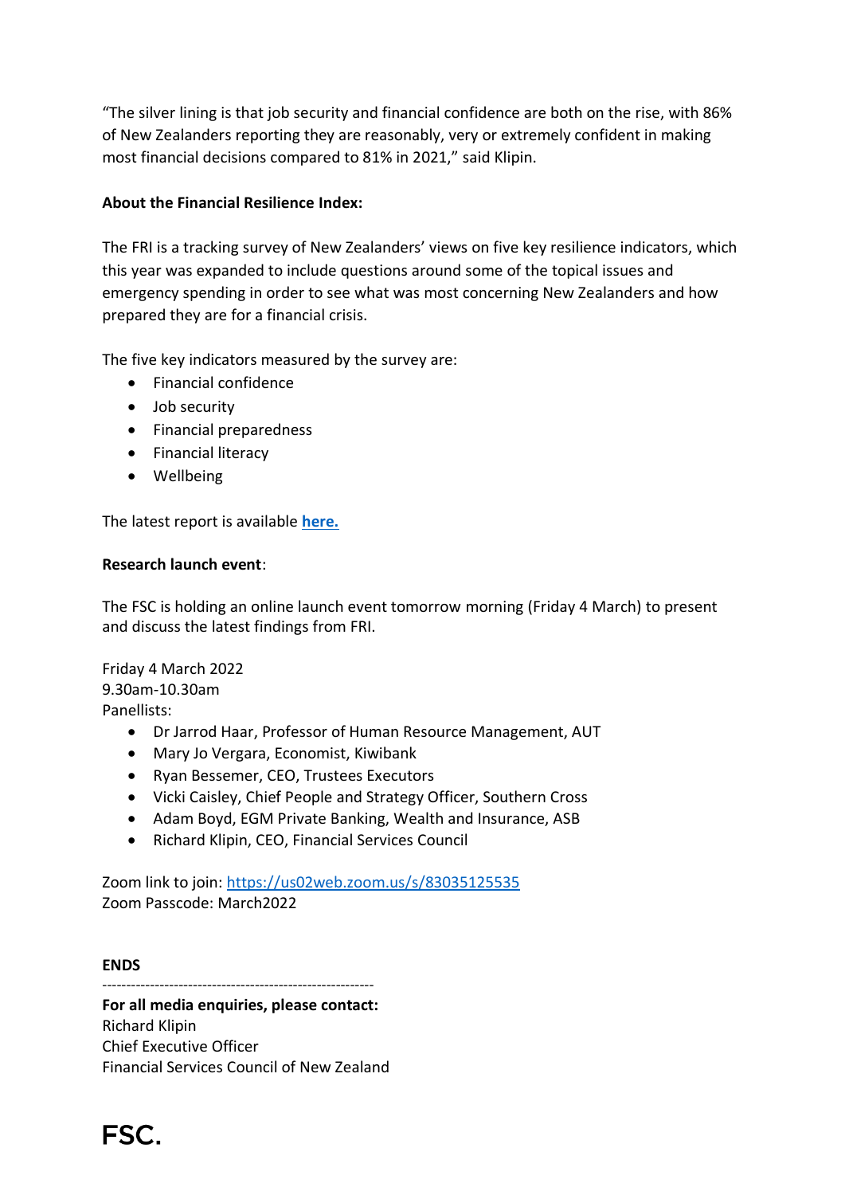"The silver lining is that job security and financial confidence are both on the rise, with 86% of New Zealanders reporting they are reasonably, very or extremely confident in making most financial decisions compared to 81% in 2021," said Klipin.

**About the Financial Resilience Index:**

The FRI is a tracking survey of New Zealanders' views on five key resilience indicators, which this year was expanded to include questions around some of the topical issues and emergency spending in order to see what was most concerning New Zealanders and how prepared they are for a financial crisis.

The five key indicators measured by the survey are:

- Financial confidence
- Job security
- Financial preparedness
- Financial literacy
- Wellbeing

The latest report is available **here.**

**Research launch event**:

The FSC is holding an online launch event tomorrow morning (Friday 4 March) to present and discuss the latest findings from FRI.

Friday 4 March 2022
9.30am-10.30am
Panellists:

- Dr Jarrod Haar, Professor of Human Resource Management, AUT
- Mary Jo Vergara, Economist, Kiwibank
- Ryan Bessemer, CEO, Trustees Executors
- Vicki Caisley, Chief People and Strategy Officer, Southern Cross
- Adam Boyd, EGM Private Banking, Wealth and Insurance, ASB
- Richard Klipin, CEO, Financial Services Council

Zoom link to join: https://us02web.zoom.us/s/83035125535
Zoom Passcode: March2022

**ENDS**

---

**For all media enquiries, please contact:**
Richard Klipin
Chief Executive Officer
Financial Services Council of New Zealand

FSC.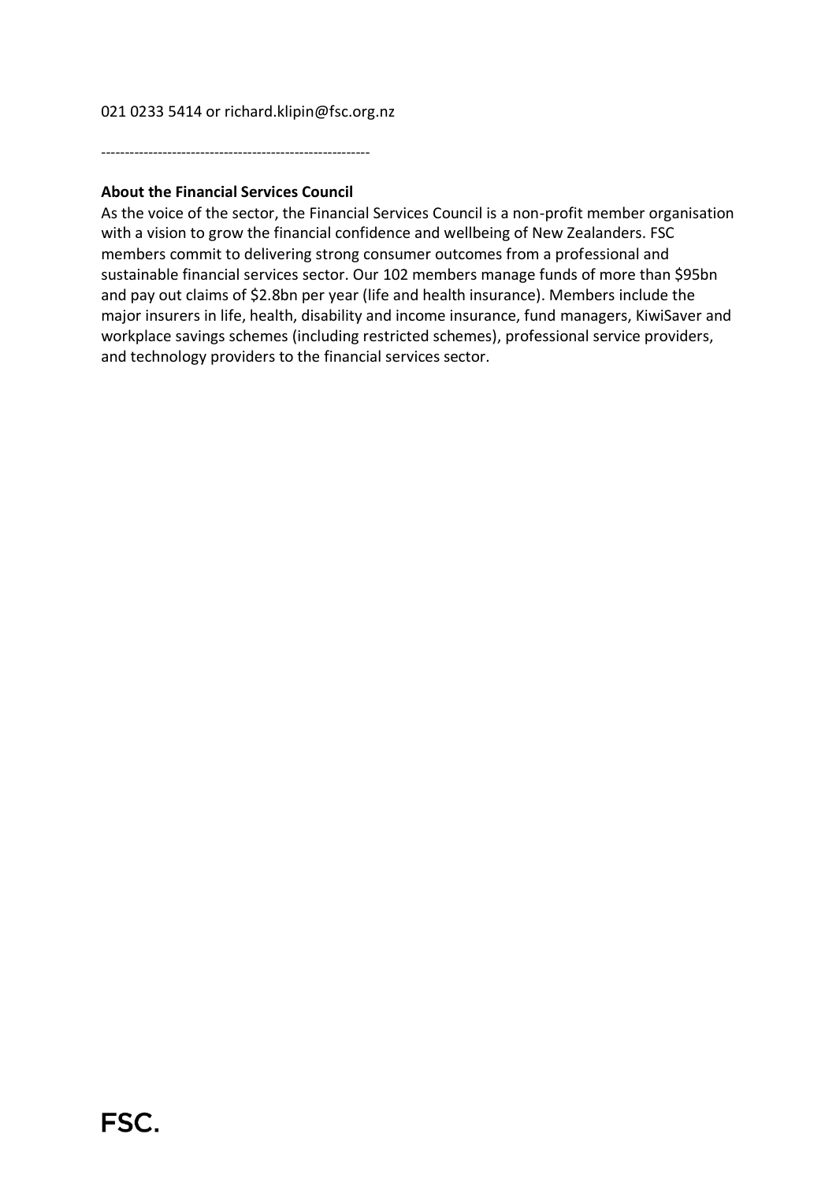021 0233 5414 or richard.klipin@fsc.org.nz

---------------------------------------------------------

**About the Financial Services Council**
As the voice of the sector, the Financial Services Council is a non-profit member organisation with a vision to grow the financial confidence and wellbeing of New Zealanders. FSC members commit to delivering strong consumer outcomes from a professional and sustainable financial services sector. Our 102 members manage funds of more than $95bn and pay out claims of $2.8bn per year (life and health insurance). Members include the major insurers in life, health, disability and income insurance, fund managers, KiwiSaver and workplace savings schemes (including restricted schemes), professional service providers, and technology providers to the financial services sector.